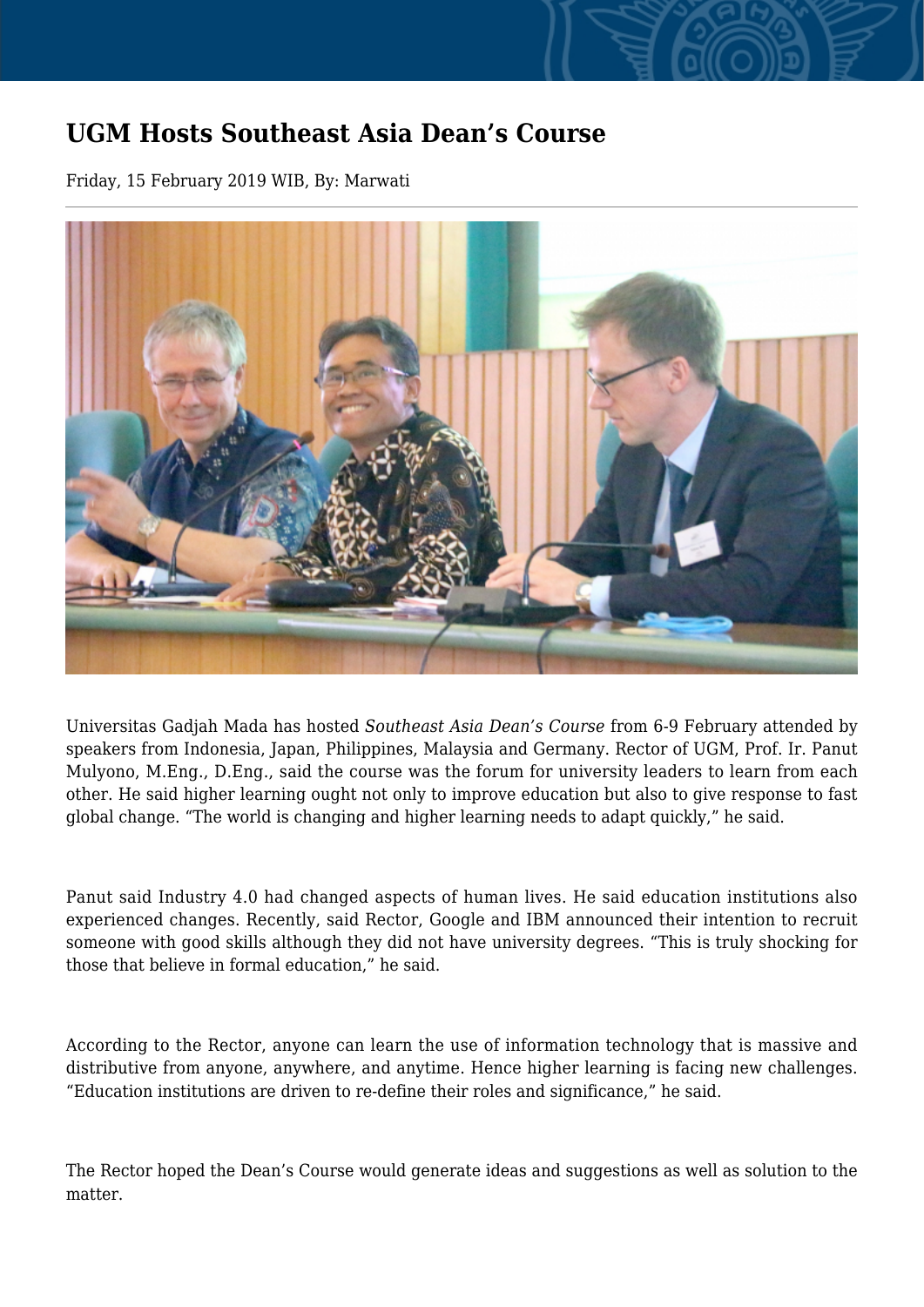# UGM Hosts Southeast Asia Dean's Course

Friday, 15 February 2019 WIB, By: Marwati

Universitas Gadjah Mada has hosted *Southeast Asia Dean's Course* from 6-9 February attended by speakers from Indonesia, Japan, Philippines, Malaysia and Germany. Rector of UGM, Prof. Ir. Panut Mulyono, M.Eng., D.Eng., said the course was the forum for university leaders to learn from each other. He said higher learning ought not only to improve education but also to give response to fast global change. "The world is changing and higher learning needs to adapt quickly," he said.

Panut said Industry 4.0 had changed aspects of human lives. He said education institutions also experienced changes. Recently, said Rector, Google and IBM announced their intention to recruit someone with good skills although they did not have university degrees. "This is truly shocking for those that believe in formal education," he said.

According to the Rector, anyone can learn the use of information technology that is massive and distributive from anyone, anywhere, and anytime. Hence higher learning is facing new challenges. "Education institutions are driven to re-define their roles and significance," he said.

The Rector hoped the Dean's Course would generate ideas and suggestions as well as solution to the matter.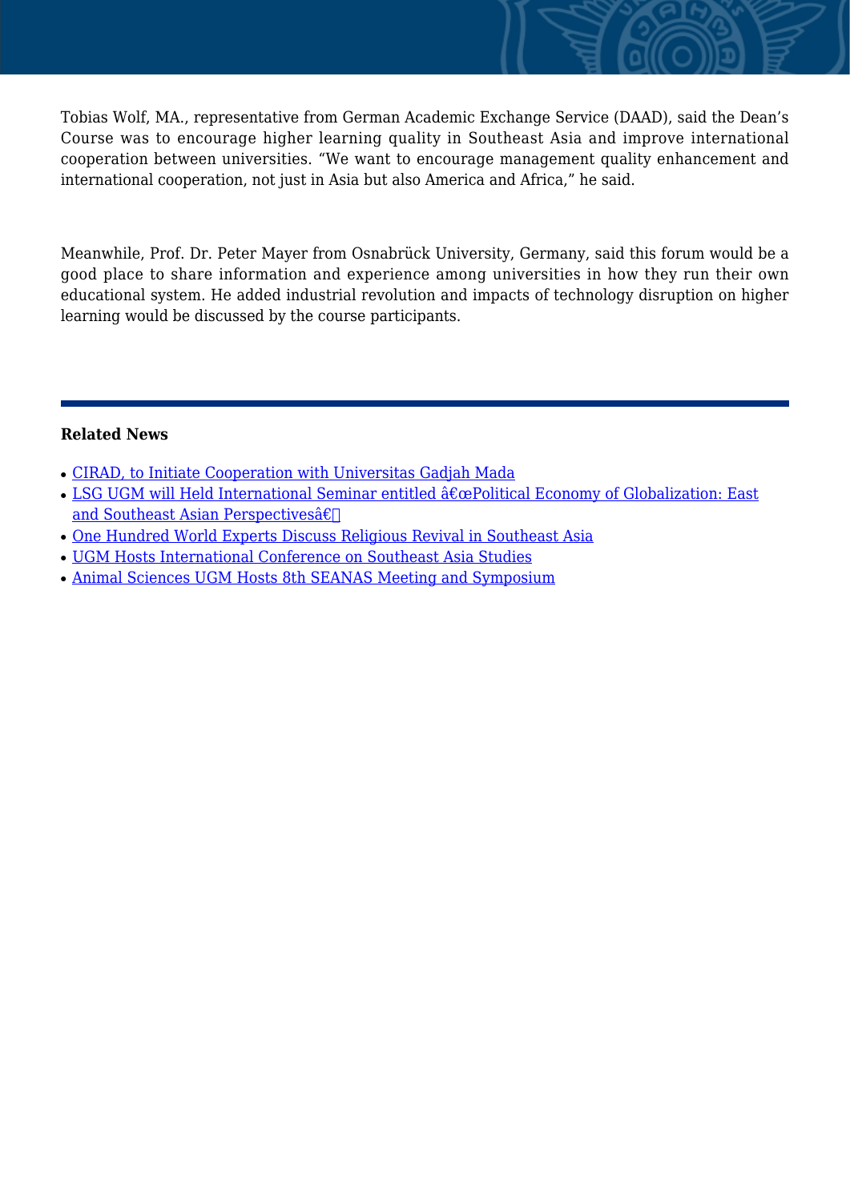Tobias Wolf, MA., representative from German Academic Exchange Service (DAAD), said the Dean's Course was to encourage higher learning quality in Southeast Asia and improve international cooperation between universities. "We want to encourage management quality enhancement and international cooperation, not just in Asia but also America and Africa," he said.

Meanwhile, Prof. Dr. Peter Mayer from Osnabrück University, Germany, said this forum would be a good place to share information and experience among universities in how they run their own educational system. He added industrial revolution and impacts of technology disruption on higher learning would be discussed by the course participants.

---

**Related News**

- CIRAD, to Initiate Cooperation with Universitas Gadjah Mada
- LSG UGM will Held International Seminar entitled â€œPolitical Economy of Globalization: East and Southeast Asian Perspectivesâ€
- One Hundred World Experts Discuss Religious Revival in Southeast Asia
- UGM Hosts International Conference on Southeast Asia Studies
- Animal Sciences UGM Hosts 8th SEANAS Meeting and Symposium